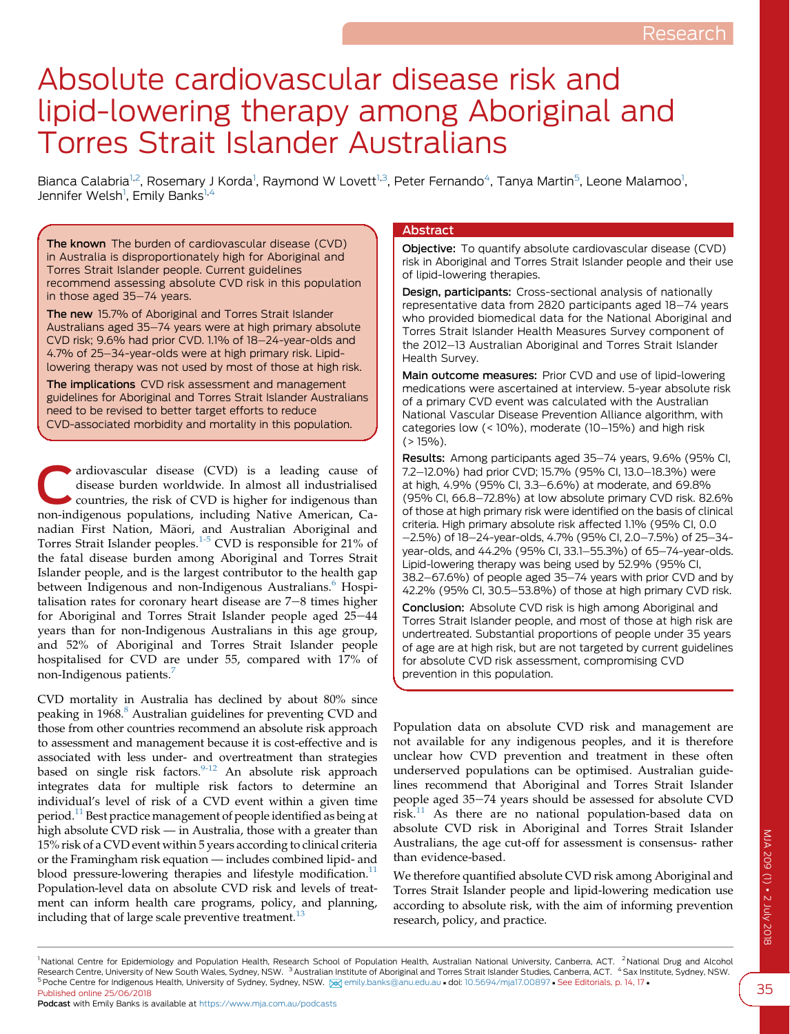# Absolute cardiovascular disease risk and lipid-lowering therapy among Aboriginal and Torres Strait Islander Australians

Bianca Calabria[1,2], Rosemary J Korda[1], Raymond W Lovett[1,3], Peter Fernando[4], Tanya Martin[5], Leone Malamoo[1], Jennifer Welsh[1], Emily Banks[1,4]

**The known** The burden of cardiovascular disease (CVD) in Australia is disproportionately high for Aboriginal and Torres Strait Islander people. Current guidelines recommend assessing absolute CVD risk in this population in those aged 35–74 years.

**The new** 15.7% of Aboriginal and Torres Strait Islander Australians aged 35–74 years were at high primary absolute CVD risk; 9.6% had prior CVD. 1.1% of 18–24-year-olds and 4.7% of 25–34-year-olds were at high primary risk. Lipid-lowering therapy was not used by most of those at high risk.

**The implications** CVD risk assessment and management guidelines for Aboriginal and Torres Strait Islander Australians need to be revised to better target efforts to reduce CVD-associated morbidity and mortality in this population.

## Abstract

**Objective:** To quantify absolute cardiovascular disease (CVD) risk in Aboriginal and Torres Strait Islander people and their use of lipid-lowering therapies.

**Design, participants:** Cross-sectional analysis of nationally representative data from 2820 participants aged 18–74 years who provided biomedical data for the National Aboriginal and Torres Strait Islander Health Measures Survey component of the 2012–13 Australian Aboriginal and Torres Strait Islander Health Survey.

**Main outcome measures:** Prior CVD and use of lipid-lowering medications were ascertained at interview. 5-year absolute risk of a primary CVD event was calculated with the Australian National Vascular Disease Prevention Alliance algorithm, with categories low (< 10%), moderate (10–15%) and high risk (> 15%).

**Results:** Among participants aged 35–74 years, 9.6% (95% CI, 7.2–12.0%) had prior CVD; 15.7% (95% CI, 13.0–18.3%) were at high, 4.9% (95% CI, 3.3–6.6%) at moderate, and 69.8% (95% CI, 66.8–72.8%) at low absolute primary CVD risk. 82.6% of those at high primary risk were identified on the basis of clinical criteria. High primary absolute risk affected 1.1% (95% CI, 0.0–2.5%) of 18–24-year-olds, 4.7% (95% CI, 2.0–7.5%) of 25–34-year-olds, and 44.2% (95% CI, 33.1–55.3%) of 65–74-year-olds. Lipid-lowering therapy was being used by 52.9% (95% CI, 38.2–67.6%) of people aged 35–74 years with prior CVD and by 42.2% (95% CI, 30.5–53.8%) of those at high primary CVD risk.

**Conclusion:** Absolute CVD risk is high among Aboriginal and Torres Strait Islander people, and most of those at high risk are undertreated. Substantial proportions of people under 35 years of age are at high risk, but are not targeted by current guidelines for absolute CVD risk assessment, compromising CVD prevention in this population.

Cardiovascular disease (CVD) is a leading cause of disease burden worldwide. In almost all industrialised countries, the risk of CVD is higher for indigenous than non-indigenous populations, including Native American, Canadian First Nation, Māori, and Australian Aboriginal and Torres Strait Islander peoples.[1-5] CVD is responsible for 21% of the fatal disease burden among Aboriginal and Torres Strait Islander people, and is the largest contributor to the health gap between Indigenous and non-Indigenous Australians.[6] Hospitalisation rates for coronary heart disease are 7–8 times higher for Aboriginal and Torres Strait Islander people aged 25–44 years than for non-Indigenous Australians in this age group, and 52% of Aboriginal and Torres Strait Islander people hospitalised for CVD are under 55, compared with 17% of non-Indigenous patients.[7]

CVD mortality in Australia has declined by about 80% since peaking in 1968.[8] Australian guidelines for preventing CVD and those from other countries recommend an absolute risk approach to assessment and management because it is cost-effective and is associated with less under- and overtreatment than strategies based on single risk factors.[9-12] An absolute risk approach integrates data for multiple risk factors to determine an individual's level of risk of a CVD event within a given time period.[11] Best practice management of people identified as being at high absolute CVD risk — in Australia, those with a greater than 15% risk of a CVD event within 5 years according to clinical criteria or the Framingham risk equation — includes combined lipid- and blood pressure-lowering therapies and lifestyle modification.[11] Population-level data on absolute CVD risk and levels of treatment can inform health care programs, policy, and planning, including that of large scale preventive treatment.[13]

Population data on absolute CVD risk and management are not available for any indigenous peoples, and it is therefore unclear how CVD prevention and treatment in these often underserved populations can be optimised. Australian guidelines recommend that Aboriginal and Torres Strait Islander people aged 35–74 years should be assessed for absolute CVD risk.[11] As there are no national population-based data on absolute CVD risk in Aboriginal and Torres Strait Islander Australians, the age cut-off for assessment is consensus- rather than evidence-based.

We therefore quantified absolute CVD risk among Aboriginal and Torres Strait Islander people and lipid-lowering medication use according to absolute risk, with the aim of informing prevention research, policy, and practice.

[1] National Centre for Epidemiology and Population Health, Research School of Population Health, Australian National University, Canberra, ACT. [2] National Drug and Alcohol Research Centre, University of New South Wales, Sydney, NSW. [3] Australian Institute of Aboriginal and Torres Strait Islander Studies, Canberra, ACT. [4] Sax Institute, Sydney, NSW. [5] Poche Centre for Indigenous Health, University of Sydney, Sydney, NSW. emily.banks@anu.edu.au • doi: 10.5694/mja17.00897 • See Editorials, p. 14, 17 • Published online 25/06/2018

Podcast with Emily Banks is available at https://www.mja.com.au/podcasts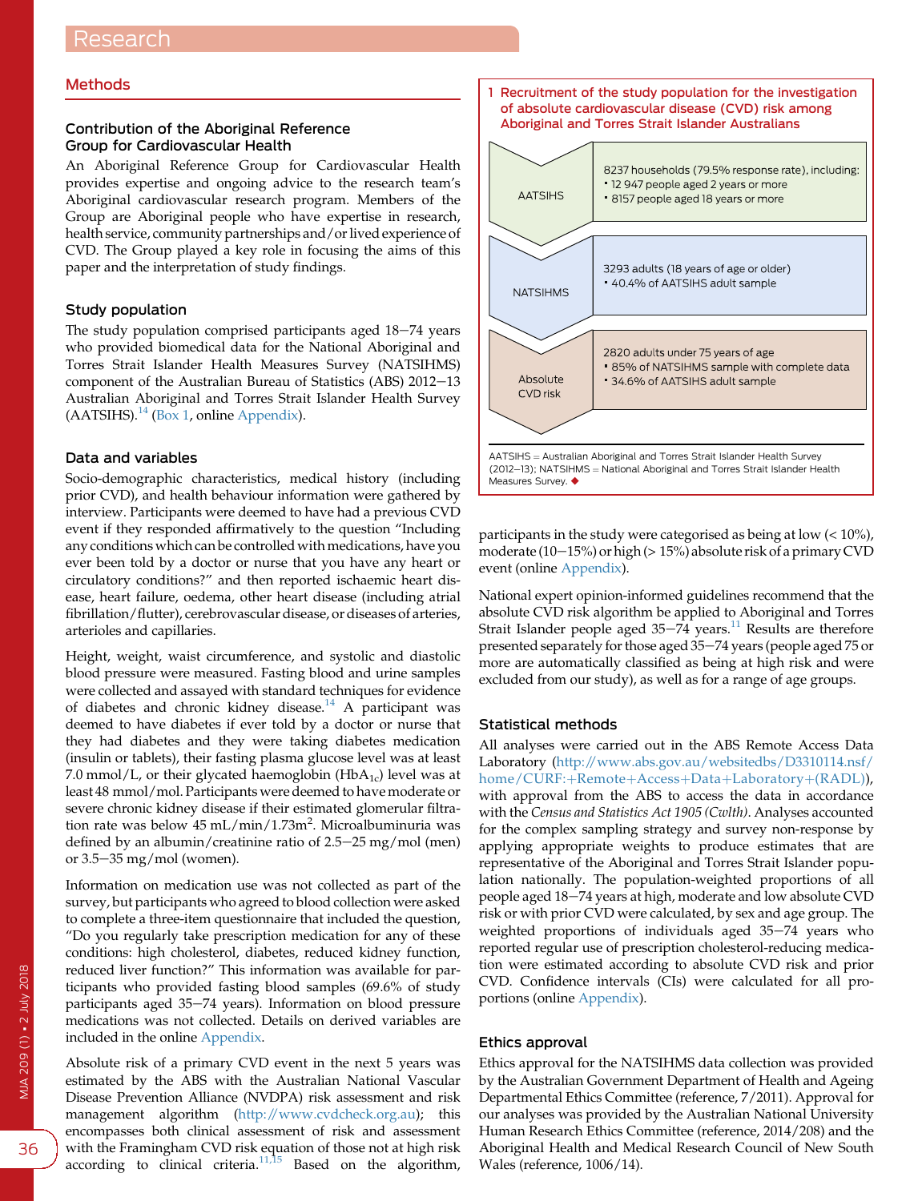## Methods

### Contribution of the Aboriginal Reference Group for Cardiovascular Health

An Aboriginal Reference Group for Cardiovascular Health provides expertise and ongoing advice to the research team's Aboriginal cardiovascular research program. Members of the Group are Aboriginal people who have expertise in research, health service, community partnerships and/or lived experience of CVD. The Group played a key role in focusing the aims of this paper and the interpretation of study findings.

### Study population

The study population comprised participants aged 18–74 years who provided biomedical data for the National Aboriginal and Torres Strait Islander Health Measures Survey (NATSIHMS) component of the Australian Bureau of Statistics (ABS) 2012–13 Australian Aboriginal and Torres Strait Islander Health Survey (AATSIHS).[14] (Box 1, online Appendix).

### Data and variables

Socio-demographic characteristics, medical history (including prior CVD), and health behaviour information were gathered by interview. Participants were deemed to have had a previous CVD event if they responded affirmatively to the question "Including any conditions which can be controlled with medications, have you ever been told by a doctor or nurse that you have any heart or circulatory conditions?" and then reported ischaemic heart disease, heart failure, oedema, other heart disease (including atrial fibrillation/flutter), cerebrovascular disease, or diseases of arteries, arterioles and capillaries.

Height, weight, waist circumference, and systolic and diastolic blood pressure were measured. Fasting blood and urine samples were collected and assayed with standard techniques for evidence of diabetes and chronic kidney disease.[14] A participant was deemed to have diabetes if ever told by a doctor or nurse that they had diabetes and they were taking diabetes medication (insulin or tablets), their fasting plasma glucose level was at least 7.0 mmol/L, or their glycated haemoglobin ($HbA_{1c}$) level was at least 48 mmol/mol. Participants were deemed to have moderate or severe chronic kidney disease if their estimated glomerular filtration rate was below 45 mL/min/1.73m$^2$. Microalbuminuria was defined by an albumin/creatinine ratio of 2.5–25 mg/mol (men) or 3.5–35 mg/mol (women).

Information on medication use was not collected as part of the survey, but participants who agreed to blood collection were asked to complete a three-item questionnaire that included the question, "Do you regularly take prescription medication for any of these conditions: high cholesterol, diabetes, reduced kidney function, reduced liver function?" This information was available for participants who provided fasting blood samples (69.6% of study participants aged 35–74 years). Information on blood pressure medications was not collected. Details on derived variables are included in the online Appendix.

Absolute risk of a primary CVD event in the next 5 years was estimated by the ABS with the Australian National Vascular Disease Prevention Alliance (NVDPA) risk assessment and risk management algorithm (http://www.cvdcheck.org.au); this encompasses both clinical assessment of risk and assessment with the Framingham CVD risk equation of those not at high risk according to clinical criteria.[11,15] Based on the algorithm, participants in the study were categorised as being at low (< 10%), moderate (10–15%) or high (> 15%) absolute risk of a primary CVD event (online Appendix).

National expert opinion-informed guidelines recommend that the absolute CVD risk algorithm be applied to Aboriginal and Torres Strait Islander people aged 35–74 years.[11] Results are therefore presented separately for those aged 35–74 years (people aged 75 or more are automatically classified as being at high risk and were excluded from our study), as well as for a range of age groups.

**1 Recruitment of the study population for the investigation of absolute cardiovascular disease (CVD) risk among Aboriginal and Torres Strait Islander Australians**

| Stage | Details |
|---|---|
| AATSIHS | 8237 households (79.5% response rate), including:<br>• 12 947 people aged 2 years or more<br>• 8157 people aged 18 years or more |
| NATSIHMS | 3293 adults (18 years of age or older)<br>• 40.4% of AATSIHS adult sample |
| Absolute CVD risk | 2820 adults under 75 years of age<br>• 85% of NATSIHMS sample with complete data<br>• 34.6% of AATSIHS adult sample |

AATSIHS = Australian Aboriginal and Torres Strait Islander Health Survey (2012–13); NATSIHMS = National Aboriginal and Torres Strait Islander Health Measures Survey. ◆

### Statistical methods

All analyses were carried out in the ABS Remote Access Data Laboratory (http://www.abs.gov.au/websitedbs/D3310114.nsf/home/CURF:+Remote+Access+Data+Laboratory+(RADL)), with approval from the ABS to access the data in accordance with the *Census and Statistics Act 1905 (Cwlth)*. Analyses accounted for the complex sampling strategy and survey non-response by applying appropriate weights to produce estimates that are representative of the Aboriginal and Torres Strait Islander population nationally. The population-weighted proportions of all people aged 18–74 years at high, moderate and low absolute CVD risk or with prior CVD were calculated, by sex and age group. The weighted proportions of individuals aged 35–74 years who reported regular use of prescription cholesterol-reducing medication were estimated according to absolute CVD risk and prior CVD. Confidence intervals (CIs) were calculated for all proportions (online Appendix).

### Ethics approval

Ethics approval for the NATSIHMS data collection was provided by the Australian Government Department of Health and Ageing Departmental Ethics Committee (reference, 7/2011). Approval for our analyses was provided by the Australian National University Human Research Ethics Committee (reference, 2014/208) and the Aboriginal Health and Medical Research Council of New South Wales (reference, 1006/14).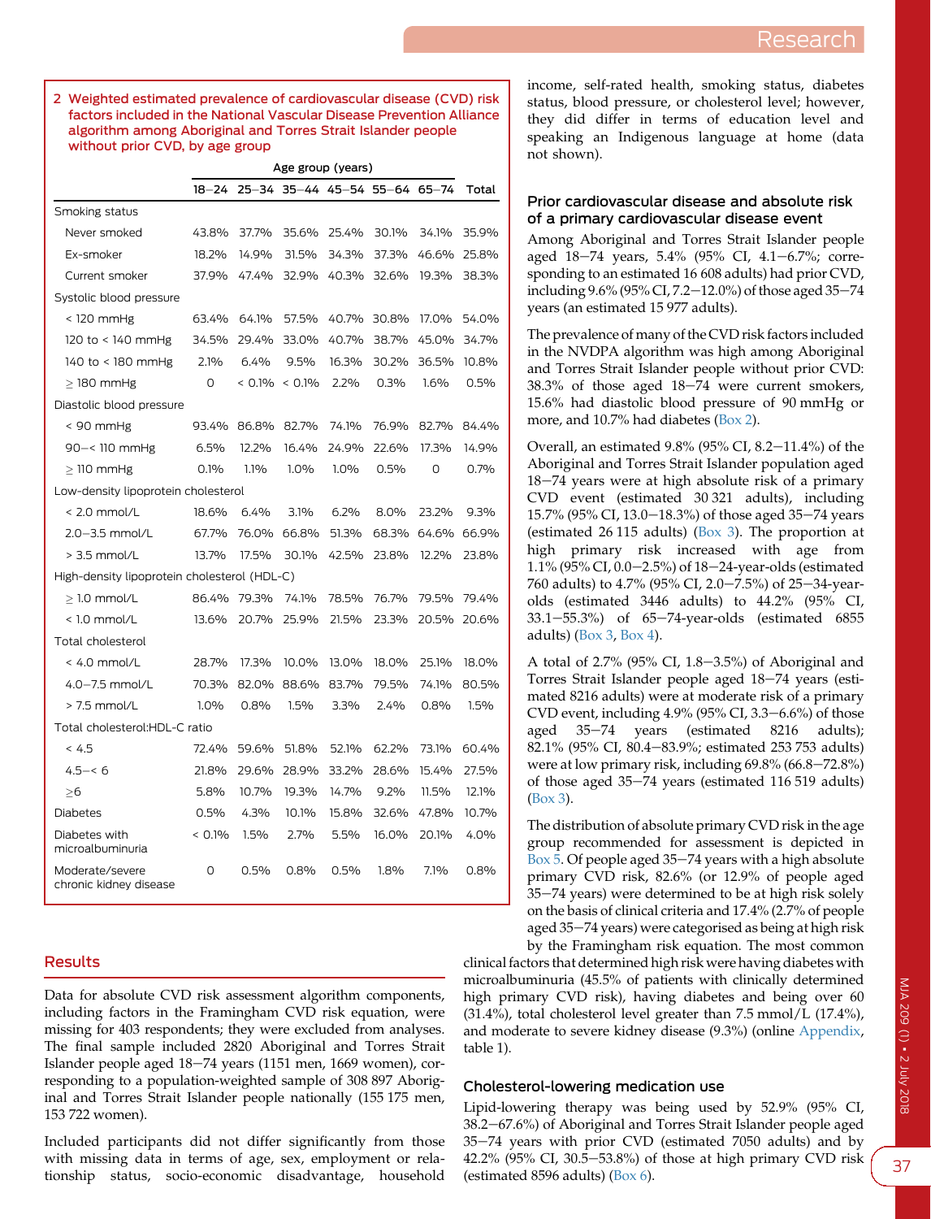**2 Weighted estimated prevalence of cardiovascular disease (CVD) risk factors included in the National Vascular Disease Prevention Alliance algorithm among Aboriginal and Torres Strait Islander people without prior CVD, by age group**

| | Age group (years) | | | | | | |
|---|---|---|---|---|---|---|---|
| | 18–24 | 25–34 | 35–44 | 45–54 | 55–64 | 65–74 | Total |
| Smoking status | | | | | | | |
| Never smoked | 43.8% | 37.7% | 35.6% | 25.4% | 30.1% | 34.1% | 35.9% |
| Ex-smoker | 18.2% | 14.9% | 31.5% | 34.3% | 37.3% | 46.6% | 25.8% |
| Current smoker | 37.9% | 47.4% | 32.9% | 40.3% | 32.6% | 19.3% | 38.3% |
| Systolic blood pressure | | | | | | | |
| < 120 mmHg | 63.4% | 64.1% | 57.5% | 40.7% | 30.8% | 17.0% | 54.0% |
| 120 to < 140 mmHg | 34.5% | 29.4% | 33.0% | 40.7% | 38.7% | 45.0% | 34.7% |
| 140 to < 180 mmHg | 2.1% | 6.4% | 9.5% | 16.3% | 30.2% | 36.5% | 10.8% |
| ≥ 180 mmHg | 0 | < 0.1% | < 0.1% | 2.2% | 0.3% | 1.6% | 0.5% |
| Diastolic blood pressure | | | | | | | |
| < 90 mmHg | 93.4% | 86.8% | 82.7% | 74.1% | 76.9% | 82.7% | 84.4% |
| 90–< 110 mmHg | 6.5% | 12.2% | 16.4% | 24.9% | 22.6% | 17.3% | 14.9% |
| ≥ 110 mmHg | 0.1% | 1.1% | 1.0% | 1.0% | 0.5% | 0 | 0.7% |
| Low-density lipoprotein cholesterol | | | | | | | |
| < 2.0 mmol/L | 18.6% | 6.4% | 3.1% | 6.2% | 8.0% | 23.2% | 9.3% |
| 2.0–3.5 mmol/L | 67.7% | 76.0% | 66.8% | 51.3% | 68.3% | 64.6% | 66.9% |
| > 3.5 mmol/L | 13.7% | 17.5% | 30.1% | 42.5% | 23.8% | 12.2% | 23.8% |
| High-density lipoprotein cholesterol (HDL-C) | | | | | | | |
| ≥ 1.0 mmol/L | 86.4% | 79.3% | 74.1% | 78.5% | 76.7% | 79.5% | 79.4% |
| < 1.0 mmol/L | 13.6% | 20.7% | 25.9% | 21.5% | 23.3% | 20.5% | 20.6% |
| Total cholesterol | | | | | | | |
| < 4.0 mmol/L | 28.7% | 17.3% | 10.0% | 13.0% | 18.0% | 25.1% | 18.0% |
| 4.0–7.5 mmol/L | 70.3% | 82.0% | 88.6% | 83.7% | 79.5% | 74.1% | 80.5% |
| > 7.5 mmol/L | 1.0% | 0.8% | 1.5% | 3.3% | 2.4% | 0.8% | 1.5% |
| Total cholesterol:HDL-C ratio | | | | | | | |
| < 4.5 | 72.4% | 59.6% | 51.8% | 52.1% | 62.2% | 73.1% | 60.4% |
| 4.5–< 6 | 21.8% | 29.6% | 28.9% | 33.2% | 28.6% | 15.4% | 27.5% |
| ≥6 | 5.8% | 10.7% | 19.3% | 14.7% | 9.2% | 11.5% | 12.1% |
| Diabetes | 0.5% | 4.3% | 10.1% | 15.8% | 32.6% | 47.8% | 10.7% |
| Diabetes with microalbuminuria | < 0.1% | 1.5% | 2.7% | 5.5% | 16.0% | 20.1% | 4.0% |
| Moderate/severe chronic kidney disease | 0 | 0.5% | 0.8% | 0.5% | 1.8% | 7.1% | 0.8% |

## Results

Data for absolute CVD risk assessment algorithm components, including factors in the Framingham CVD risk equation, were missing for 403 respondents; they were excluded from analyses. The final sample included 2820 Aboriginal and Torres Strait Islander people aged 18–74 years (1151 men, 1669 women), corresponding to a population-weighted sample of 308 897 Aboriginal and Torres Strait Islander people nationally (155 175 men, 153 722 women).

Included participants did not differ significantly from those with missing data in terms of age, sex, employment or relationship status, socio-economic disadvantage, household income, self-rated health, smoking status, diabetes status, blood pressure, or cholesterol level; however, they did differ in terms of education level and speaking an Indigenous language at home (data not shown).

### Prior cardiovascular disease and absolute risk of a primary cardiovascular disease event

Among Aboriginal and Torres Strait Islander people aged 18–74 years, 5.4% (95% CI, 4.1–6.7%; corresponding to an estimated 16 608 adults) had prior CVD, including 9.6% (95% CI, 7.2–12.0%) of those aged 35–74 years (an estimated 15 977 adults).

The prevalence of many of the CVD risk factors included in the NVDPA algorithm was high among Aboriginal and Torres Strait Islander people without prior CVD: 38.3% of those aged 18–74 were current smokers, 15.6% had diastolic blood pressure of 90 mmHg or more, and 10.7% had diabetes (Box 2).

Overall, an estimated 9.8% (95% CI, 8.2–11.4%) of the Aboriginal and Torres Strait Islander population aged 18–74 years were at high absolute risk of a primary CVD event (estimated 30 321 adults), including 15.7% (95% CI, 13.0–18.3%) of those aged 35–74 years (estimated 26 115 adults) (Box 3). The proportion at high primary risk increased with age from 1.1% (95% CI, 0.0–2.5%) of 18–24-year-olds (estimated 760 adults) to 4.7% (95% CI, 2.0–7.5%) of 25–34-year-olds (estimated 3446 adults) to 44.2% (95% CI, 33.1–55.3%) of 65–74-year-olds (estimated 6855 adults) (Box 3, Box 4).

A total of 2.7% (95% CI, 1.8–3.5%) of Aboriginal and Torres Strait Islander people aged 18–74 years (estimated 8216 adults) were at moderate risk of a primary CVD event, including 4.9% (95% CI, 3.3–6.6%) of those aged 35–74 years (estimated 8216 adults); 82.1% (95% CI, 80.4–83.9%; estimated 253 753 adults) were at low primary risk, including 69.8% (66.8–72.8%) of those aged 35–74 years (estimated 116 519 adults) (Box 3).

The distribution of absolute primary CVD risk in the age group recommended for assessment is depicted in Box 5. Of people aged 35–74 years with a high absolute primary CVD risk, 82.6% (or 12.9% of people aged 35–74 years) were determined to be at high risk solely on the basis of clinical criteria and 17.4% (2.7% of people aged 35–74 years) were categorised as being at high risk by the Framingham risk equation. The most common clinical factors that determined high risk were having diabetes with microalbuminuria (45.5% of patients with clinically determined high primary CVD risk), having diabetes and being over 60 (31.4%), total cholesterol level greater than 7.5 mmol/L (17.4%), and moderate to severe kidney disease (9.3%) (online Appendix, table 1).

### Cholesterol-lowering medication use

Lipid-lowering therapy was being used by 52.9% (95% CI, 38.2–67.6%) of Aboriginal and Torres Strait Islander people aged 35–74 years with prior CVD (estimated 7050 adults) and by 42.2% (95% CI, 30.5–53.8%) of those at high primary CVD risk (estimated 8596 adults) (Box 6).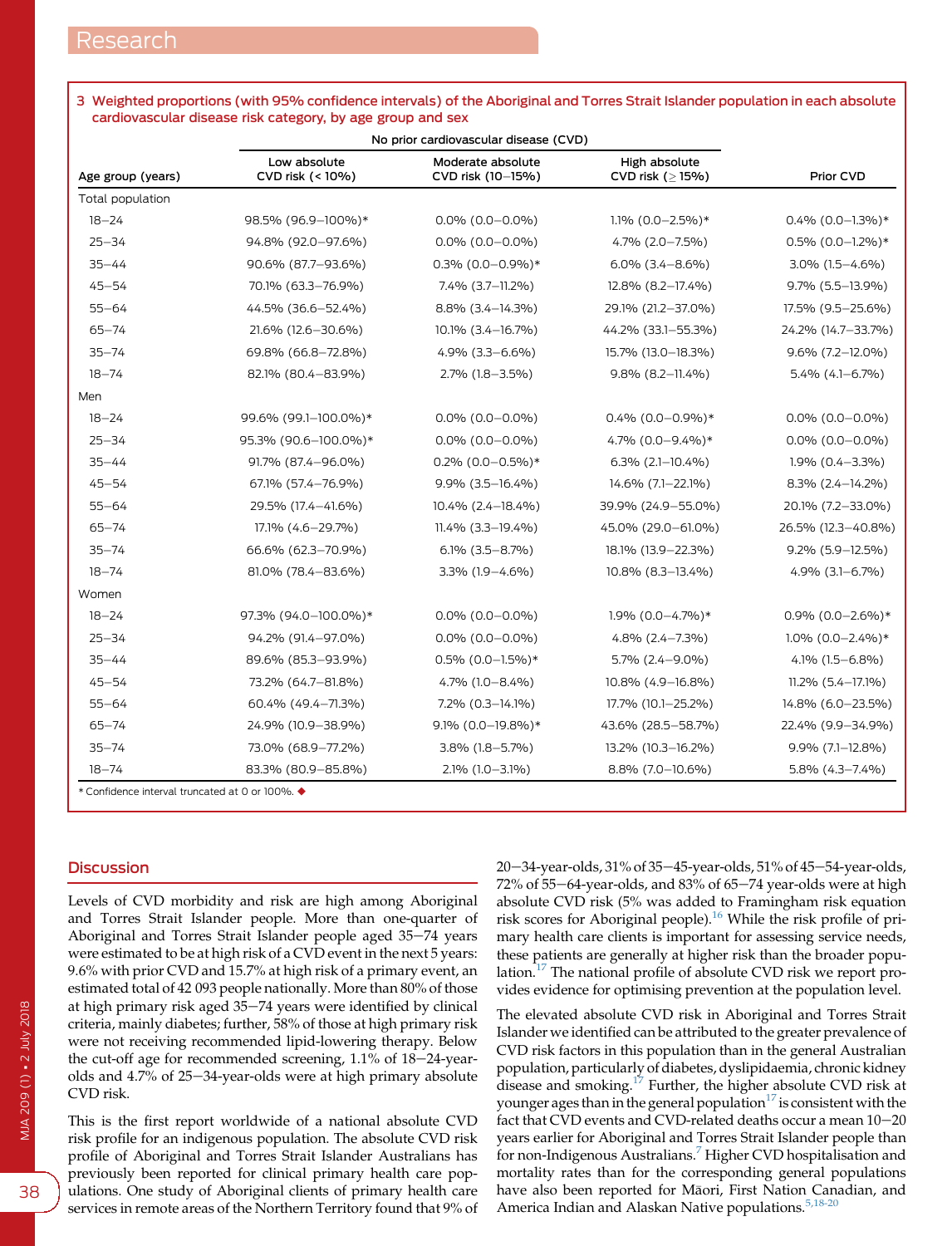**3 Weighted proportions (with 95% confidence intervals) of the Aboriginal and Torres Strait Islander population in each absolute cardiovascular disease risk category, by age group and sex**

| | No prior cardiovascular disease (CVD) | | | |
|---|---|---|---|---|
| Age group (years) | Low absolute CVD risk (< 10%) | Moderate absolute CVD risk (10–15%) | High absolute CVD risk (≥ 15%) | Prior CVD |
| Total population | | | | |
| 18–24 | 98.5% (96.9–100%)* | 0.0% (0.0–0.0%) | 1.1% (0.0–2.5%)* | 0.4% (0.0–1.3%)* |
| 25–34 | 94.8% (92.0–97.6%) | 0.0% (0.0–0.0%) | 4.7% (2.0–7.5%) | 0.5% (0.0–1.2%)* |
| 35–44 | 90.6% (87.7–93.6%) | 0.3% (0.0–0.9%)* | 6.0% (3.4–8.6%) | 3.0% (1.5–4.6%) |
| 45–54 | 70.1% (63.3–76.9%) | 7.4% (3.7–11.2%) | 12.8% (8.2–17.4%) | 9.7% (5.5–13.9%) |
| 55–64 | 44.5% (36.6–52.4%) | 8.8% (3.4–14.3%) | 29.1% (21.2–37.0%) | 17.5% (9.5–25.6%) |
| 65–74 | 21.6% (12.6–30.6%) | 10.1% (3.4–16.7%) | 44.2% (33.1–55.3%) | 24.2% (14.7–33.7%) |
| 35–74 | 69.8% (66.8–72.8%) | 4.9% (3.3–6.6%) | 15.7% (13.0–18.3%) | 9.6% (7.2–12.0%) |
| 18–74 | 82.1% (80.4–83.9%) | 2.7% (1.8–3.5%) | 9.8% (8.2–11.4%) | 5.4% (4.1–6.7%) |
| Men | | | | |
| 18–24 | 99.6% (99.1–100.0%)* | 0.0% (0.0–0.0%) | 0.4% (0.0–0.9%)* | 0.0% (0.0–0.0%) |
| 25–34 | 95.3% (90.6–100.0%)* | 0.0% (0.0–0.0%) | 4.7% (0.0–9.4%)* | 0.0% (0.0–0.0%) |
| 35–44 | 91.7% (87.4–96.0%) | 0.2% (0.0–0.5%)* | 6.3% (2.1–10.4%) | 1.9% (0.4–3.3%) |
| 45–54 | 67.1% (57.4–76.9%) | 9.9% (3.5–16.4%) | 14.6% (7.1–22.1%) | 8.3% (2.4–14.2%) |
| 55–64 | 29.5% (17.4–41.6%) | 10.4% (2.4–18.4%) | 39.9% (24.9–55.0%) | 20.1% (7.2–33.0%) |
| 65–74 | 17.1% (4.6–29.7%) | 11.4% (3.3–19.4%) | 45.0% (29.0–61.0%) | 26.5% (12.3–40.8%) |
| 35–74 | 66.6% (62.3–70.9%) | 6.1% (3.5–8.7%) | 18.1% (13.9–22.3%) | 9.2% (5.9–12.5%) |
| 18–74 | 81.0% (78.4–83.6%) | 3.3% (1.9–4.6%) | 10.8% (8.3–13.4%) | 4.9% (3.1–6.7%) |
| Women | | | | |
| 18–24 | 97.3% (94.0–100.0%)* | 0.0% (0.0–0.0%) | 1.9% (0.0–4.7%)* | 0.9% (0.0–2.6%)* |
| 25–34 | 94.2% (91.4–97.0%) | 0.0% (0.0–0.0%) | 4.8% (2.4–7.3%) | 1.0% (0.0–2.4%)* |
| 35–44 | 89.6% (85.3–93.9%) | 0.5% (0.0–1.5%)* | 5.7% (2.4–9.0%) | 4.1% (1.5–6.8%) |
| 45–54 | 73.2% (64.7–81.8%) | 4.7% (1.0–8.4%) | 10.8% (4.9–16.8%) | 11.2% (5.4–17.1%) |
| 55–64 | 60.4% (49.4–71.3%) | 7.2% (0.3–14.1%) | 17.7% (10.1–25.2%) | 14.8% (6.0–23.5%) |
| 65–74 | 24.9% (10.9–38.9%) | 9.1% (0.0–19.8%)* | 43.6% (28.5–58.7%) | 22.4% (9.9–34.9%) |
| 35–74 | 73.0% (68.9–77.2%) | 3.8% (1.8–5.7%) | 13.2% (10.3–16.2%) | 9.9% (7.1–12.8%) |
| 18–74 | 83.3% (80.9–85.8%) | 2.1% (1.0–3.1%) | 8.8% (7.0–10.6%) | 5.8% (4.3–7.4%) |

\* Confidence interval truncated at 0 or 100%. ◆

## Discussion

Levels of CVD morbidity and risk are high among Aboriginal and Torres Strait Islander people. More than one-quarter of Aboriginal and Torres Strait Islander people aged 35–74 years were estimated to be at high risk of a CVD event in the next 5 years: 9.6% with prior CVD and 15.7% at high risk of a primary event, an estimated total of 42 093 people nationally. More than 80% of those at high primary risk aged 35–74 years were identified by clinical criteria, mainly diabetes; further, 58% of those at high primary risk were not receiving recommended lipid-lowering therapy. Below the cut-off age for recommended screening, 1.1% of 18–24-year-olds and 4.7% of 25–34-year-olds were at high primary absolute CVD risk.

This is the first report worldwide of a national absolute CVD risk profile for an indigenous population. The absolute CVD risk profile of Aboriginal and Torres Strait Islander Australians has previously been reported for clinical primary health care populations. One study of Aboriginal clients of primary health care services in remote areas of the Northern Territory found that 9% of 20–34-year-olds, 31% of 35–45-year-olds, 51% of 45–54-year-olds, 72% of 55–64-year-olds, and 83% of 65–74 year-olds were at high absolute CVD risk (5% was added to Framingham risk equation risk scores for Aboriginal people).[16] While the risk profile of primary health care clients is important for assessing service needs, these patients are generally at higher risk than the broader population.[17] The national profile of absolute CVD risk we report provides evidence for optimising prevention at the population level.

The elevated absolute CVD risk in Aboriginal and Torres Strait Islander we identified can be attributed to the greater prevalence of CVD risk factors in this population than in the general Australian population, particularly of diabetes, dyslipidaemia, chronic kidney disease and smoking.[17] Further, the higher absolute CVD risk at younger ages than in the general population[17] is consistent with the fact that CVD events and CVD-related deaths occur a mean 10–20 years earlier for Aboriginal and Torres Strait Islander people than for non-Indigenous Australians.[7] Higher CVD hospitalisation and mortality rates than for the corresponding general populations have also been reported for Māori, First Nation Canadian, and America Indian and Alaskan Native populations.[5,18-20]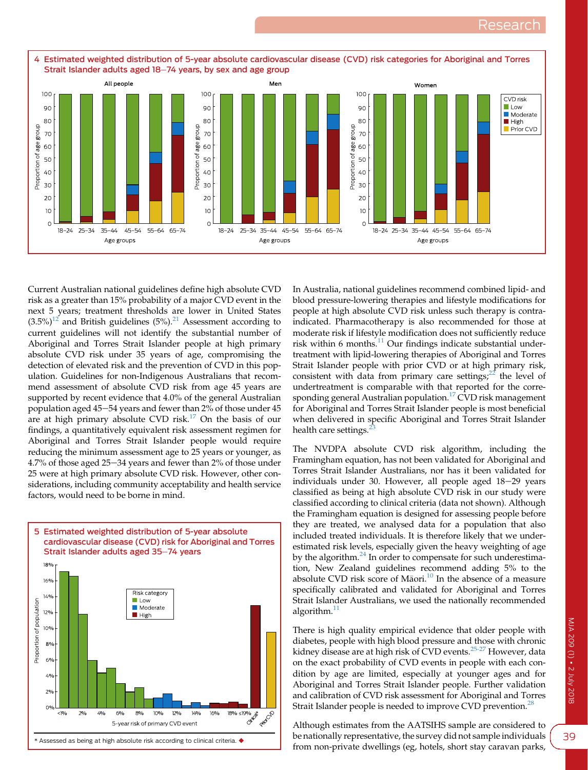**4 Estimated weighted distribution of 5-year absolute cardiovascular disease (CVD) risk categories for Aboriginal and Torres Strait Islander adults aged 18–74 years, by sex and age group**

Current Australian national guidelines define high absolute CVD risk as a greater than 15% probability of a major CVD event in the next 5 years; treatment thresholds are lower in United States (3.5%)[12] and British guidelines (5%).[21] Assessment according to current guidelines will not identify the substantial number of Aboriginal and Torres Strait Islander people at high primary absolute CVD risk under 35 years of age, compromising the detection of elevated risk and the prevention of CVD in this population. Guidelines for non-Indigenous Australians that recommend assessment of absolute CVD risk from age 45 years are supported by recent evidence that 4.0% of the general Australian population aged 45–54 years and fewer than 2% of those under 45 are at high primary absolute CVD risk.[17] On the basis of our findings, a quantitatively equivalent risk assessment regimen for Aboriginal and Torres Strait Islander people would require reducing the minimum assessment age to 25 years or younger, as 4.7% of those aged 25–34 years and fewer than 2% of those under 25 were at high primary absolute CVD risk. However, other considerations, including community acceptability and health service factors, would need to be borne in mind.

**5 Estimated weighted distribution of 5-year absolute cardiovascular disease (CVD) risk for Aboriginal and Torres Strait Islander adults aged 35–74 years**

\* Assessed as being at high absolute risk according to clinical criteria.

In Australia, national guidelines recommend combined lipid- and blood pressure-lowering therapies and lifestyle modifications for people at high absolute CVD risk unless such therapy is contraindicated. Pharmacotherapy is also recommended for those at moderate risk if lifestyle modification does not sufficiently reduce risk within 6 months.[11] Our findings indicate substantial undertreatment with lipid-lowering therapies of Aboriginal and Torres Strait Islander people with prior CVD or at high primary risk, consistent with data from primary care settings;[22] the level of undertreatment is comparable with that reported for the corresponding general Australian population.[17] CVD risk management for Aboriginal and Torres Strait Islander people is most beneficial when delivered in specific Aboriginal and Torres Strait Islander health care settings.[23]

The NVDPA absolute CVD risk algorithm, including the Framingham equation, has not been validated for Aboriginal and Torres Strait Islander Australians, nor has it been validated for individuals under 30. However, all people aged 18–29 years classified as being at high absolute CVD risk in our study were classified according to clinical criteria (data not shown). Although the Framingham equation is designed for assessing people before they are treated, we analysed data for a population that also included treated individuals. It is therefore likely that we underestimated risk levels, especially given the heavy weighting of age by the algorithm.[24] In order to compensate for such underestimation, New Zealand guidelines recommend adding 5% to the absolute CVD risk score of Māori.[10] In the absence of a measure specifically calibrated and validated for Aboriginal and Torres Strait Islander Australians, we used the nationally recommended algorithm.[11]

There is high quality empirical evidence that older people with diabetes, people with high blood pressure and those with chronic kidney disease are at high risk of CVD events.[25-27] However, data on the exact probability of CVD events in people with each condition by age are limited, especially at younger ages and for Aboriginal and Torres Strait Islander people. Further validation and calibration of CVD risk assessment for Aboriginal and Torres Strait Islander people is needed to improve CVD prevention.[28]

Although estimates from the AATSIHS sample are considered to be nationally representative, the survey did not sample individuals from non-private dwellings (eg, hotels, short stay caravan parks,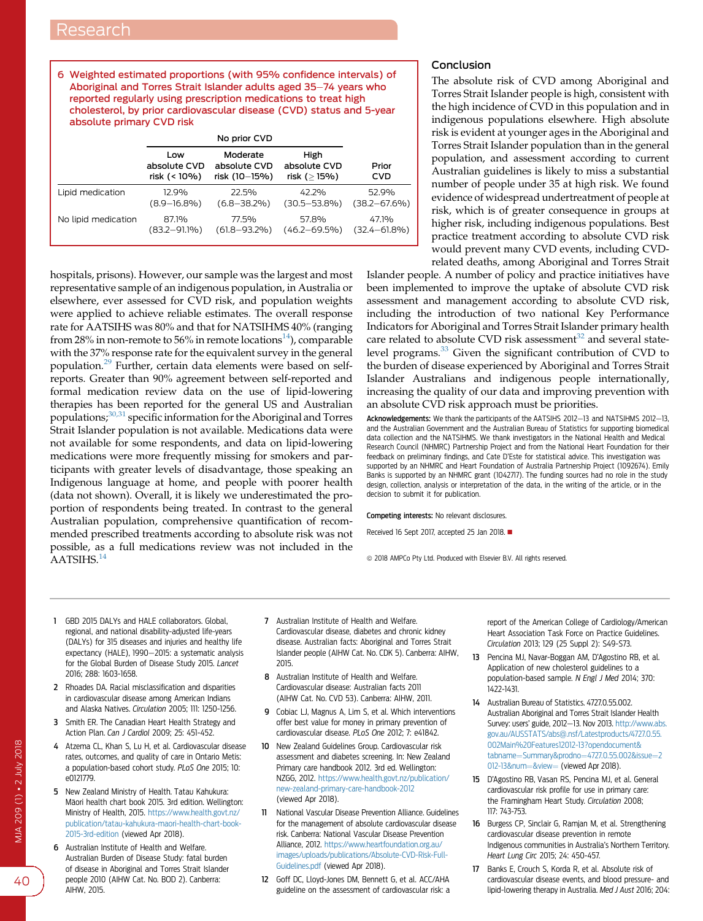**6 Weighted estimated proportions (with 95% confidence intervals) of Aboriginal and Torres Strait Islander adults aged 35–74 years who reported regularly using prescription medications to treat high cholesterol, by prior cardiovascular disease (CVD) status and 5-year absolute primary CVD risk**

| | No prior CVD | | | |
|---|---|---|---|---|
| | Low absolute CVD risk (< 10%) | Moderate absolute CVD risk (10–15%) | High absolute CVD risk (≥ 15%) | Prior CVD |
| Lipid medication | 12.9% (8.9–16.8%) | 22.5% (6.8–38.2%) | 42.2% (30.5–53.8%) | 52.9% (38.2–67.6%) |
| No lipid medication | 87.1% (83.2–91.1%) | 77.5% (61.8–93.2%) | 57.8% (46.2–69.5%) | 47.1% (32.4–61.8%) |

hospitals, prisons). However, our sample was the largest and most representative sample of an indigenous population, in Australia or elsewhere, ever assessed for CVD risk, and population weights were applied to achieve reliable estimates. The overall response rate for AATSIHS was 80% and that for NATSIHMS 40% (ranging from 28% in non-remote to 56% in remote locations[14]), comparable with the 37% response rate for the equivalent survey in the general population.[29] Further, certain data elements were based on self-reports. Greater than 90% agreement between self-reported and formal medication review data on the use of lipid-lowering therapies has been reported for the general US and Australian populations;[30,31] specific information for the Aboriginal and Torres Strait Islander population is not available. Medications data were not available for some respondents, and data on lipid-lowering medications were more frequently missing for smokers and participants with greater levels of disadvantage, those speaking an Indigenous language at home, and people with poorer health (data not shown). Overall, it is likely we underestimated the proportion of respondents being treated. In contrast to the general Australian population, comprehensive quantification of recommended prescribed treatments according to absolute risk was not possible, as a full medications review was not included in the AATSIHS.[14]

## Conclusion

The absolute risk of CVD among Aboriginal and Torres Strait Islander people is high, consistent with the high incidence of CVD in this population and in indigenous populations elsewhere. High absolute risk is evident at younger ages in the Aboriginal and Torres Strait Islander population than in the general population, and assessment according to current Australian guidelines is likely to miss a substantial number of people under 35 at high risk. We found evidence of widespread undertreatment of people at risk, which is of greater consequence in groups at higher risk, including indigenous populations. Best practice treatment according to absolute CVD risk would prevent many CVD events, including CVD-related deaths, among Aboriginal and Torres Strait Islander people. A number of policy and practice initiatives have been implemented to improve the uptake of absolute CVD risk assessment and management according to absolute CVD risk, including the introduction of two national Key Performance Indicators for Aboriginal and Torres Strait Islander primary health care related to absolute CVD risk assessment[32] and several state-level programs.[33] Given the significant contribution of CVD to the burden of disease experienced by Aboriginal and Torres Strait Islander Australians and indigenous people internationally, increasing the quality of our data and improving prevention with an absolute CVD risk approach must be priorities.

**Acknowledgements:** We thank the participants of the AATSIHS 2012–13 and NATSIHMS 2012–13, and the Australian Government and the Australian Bureau of Statistics for supporting biomedical data collection and the NATSIHMS. We thank investigators in the National Health and Medical Research Council (NHMRC) Partnership Project and from the National Heart Foundation for their feedback on preliminary findings, and Cate D'Este for statistical advice. This investigation was supported by an NHMRC and Heart Foundation of Australia Partnership Project (1092674). Emily Banks is supported by an NHMRC grant (1042717). The funding sources had no role in the study design, collection, analysis or interpretation of the data, in the writing of the article, or in the decision to submit it for publication.

**Competing interests:** No relevant disclosures.

Received 16 Sept 2017, accepted 25 Jan 2018. ■

© 2018 AMPCo Pty Ltd. Produced with Elsevier B.V. All rights reserved.

1. GBD 2015 DALYs and HALE collaborators. Global, regional, and national disability-adjusted life-years (DALYs) for 315 diseases and injuries and healthy life expectancy (HALE), 1990–2015: a systematic analysis for the Global Burden of Disease Study 2015. *Lancet* 2016; 288: 1603-1658.
2. Rhoades DA. Racial misclassification and disparities in cardiovascular disease among American Indians and Alaska Natives. *Circulation* 2005; 111: 1250-1256.
3. Smith ER. The Canadian Heart Health Strategy and Action Plan. *Can J Cardiol* 2009; 25: 451-452.
4. Atzema CL, Khan S, Lu H, et al. Cardiovascular disease rates, outcomes, and quality of care in Ontario Metis: a population-based cohort study. *PLoS One* 2015; 10: e0121779.
5. New Zealand Ministry of Health. Tatau Kahukura: Maori health chart book 2015. 3rd edition. Wellington: Ministry of Health, 2015. https://www.health.govt.nz/publication/tatau-kahukura-maori-health-chart-book-2015-3rd-edition (viewed Apr 2018).
6. Australian Institute of Health and Welfare. Australian Burden of Disease Study: fatal burden of disease in Aboriginal and Torres Strait Islander people 2010 (AIHW Cat. No. BOD 2). Canberra: AIHW, 2015.
7. Australian Institute of Health and Welfare. Cardiovascular disease, diabetes and chronic kidney disease. Australian facts: Aboriginal and Torres Strait Islander people (AIHW Cat. No. CDK 5). Canberra: AIHW, 2015.
8. Australian Institute of Health and Welfare. Cardiovascular disease: Australian facts 2011 (AIHW Cat. No. CVD 53). Canberra: AIHW, 2011.
9. Cobiac LJ, Magnus A, Lim S, et al. Which interventions offer best value for money in primary prevention of cardiovascular disease. *PLoS One* 2012; 7: e41842.
10. New Zealand Guidelines Group. Cardiovascular risk assessment and diabetes screening. In: New Zealand Primary care handbook 2012. 3rd ed. Wellington: NZGG, 2012. https://www.health.govt.nz/publication/new-zealand-primary-care-handbook-2012 (viewed Apr 2018).
11. National Vascular Disease Prevention Alliance. Guidelines for the management of absolute cardiovascular disease risk. Canberra: National Vascular Disease Prevention Alliance, 2012. https://www.heartfoundation.org.au/images/uploads/publications/Absolute-CVD-Risk-Full-Guidelines.pdf (viewed Apr 2018).
12. Goff DC, Lloyd-Jones DM, Bennett G, et al. ACC/AHA guideline on the assessment of cardiovascular risk: a report of the American College of Cardiology/American Heart Association Task Force on Practice Guidelines. *Circulation* 2013; 129 (25 Suppl 2): S49-S73.
13. Pencina MJ, Navar-Boggan AM, D'Agostino RB, et al. Application of new cholesterol guidelines to a population-based sample. *N Engl J Med* 2014; 370: 1422-1431.
14. Australian Bureau of Statistics. 4727.0.55.002. Australian Aboriginal and Torres Strait Islander Health Survey: users' guide, 2012–13. Nov 2013. http://www.abs.gov.au/AUSSTATS/abs@.nsf/Latestproducts/4727.0.55.002Main%20Features12012-13?opendocument&tabname=Summary&prodno=4727.0.55.002&issue=2012-13&num=&view= (viewed Apr 2018).
15. D'Agostino RB, Vasan RS, Pencina MJ, et al. General cardiovascular risk profile for use in primary care: the Framingham Heart Study. *Circulation* 2008; 117: 743-753.
16. Burgess CP, Sinclair G, Ramjan M, et al. Strengthening cardiovascular disease prevention in remote Indigenous communities in Australia's Northern Territory. *Heart Lung Circ* 2015; 24: 450-457.
17. Banks E, Crouch S, Korda R, et al. Absolute risk of cardiovascular disease events, and blood pressure- and lipid-lowering therapy in Australia. *Med J Aust* 2016; 204: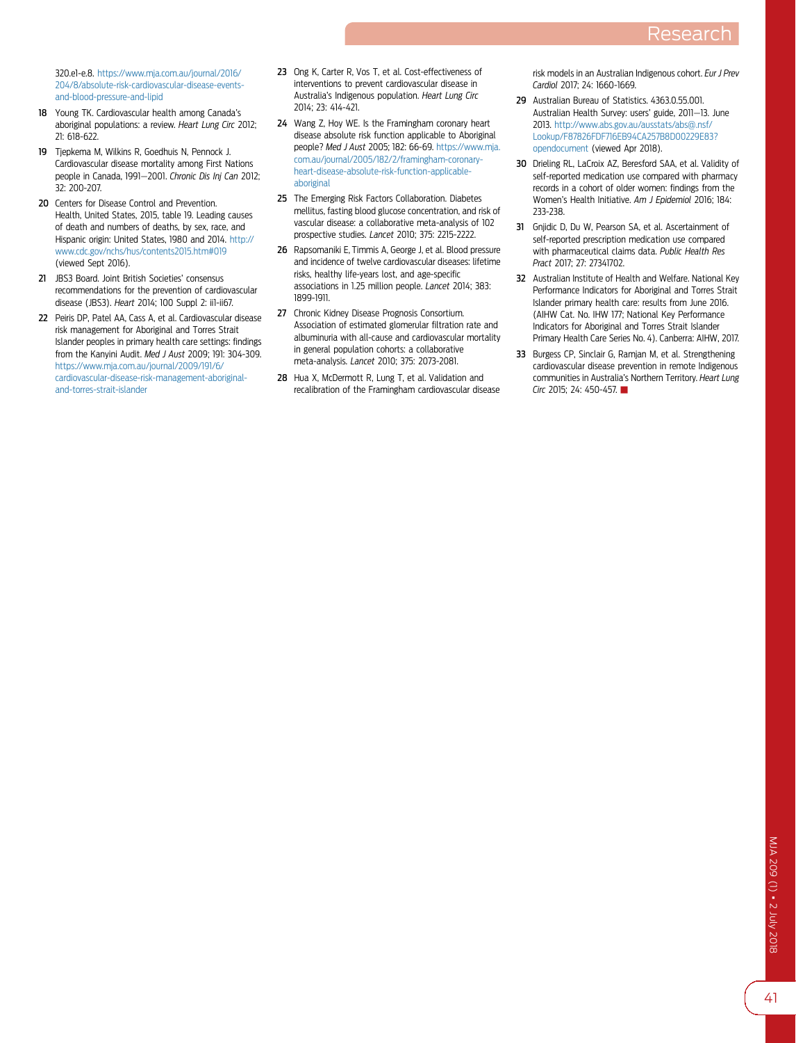320.e1-e8. https://www.mja.com.au/journal/2016/204/8/absolute-risk-cardiovascular-disease-events-and-blood-pressure-and-lipid

18 Young TK. Cardiovascular health among Canada's aboriginal populations: a review. *Heart Lung Circ* 2012; 21: 618-622.

19 Tjepkema M, Wilkins R, Goedhuis N, Pennock J. Cardiovascular disease mortality among First Nations people in Canada, 1991—2001. *Chronic Dis Inj Can* 2012; 32: 200-207.

20 Centers for Disease Control and Prevention. Health, United States, 2015, table 19. Leading causes of death and numbers of deaths, by sex, race, and Hispanic origin: United States, 1980 and 2014. http://www.cdc.gov/nchs/hus/contents2015.htm#019 (viewed Sept 2016).

21 JBS3 Board. Joint British Societies' consensus recommendations for the prevention of cardiovascular disease (JBS3). *Heart* 2014; 100 Suppl 2: ii1-ii67.

22 Peiris DP, Patel AA, Cass A, et al. Cardiovascular disease risk management for Aboriginal and Torres Strait Islander peoples in primary health care settings: findings from the Kanyini Audit. *Med J Aust* 2009; 191: 304-309. https://www.mja.com.au/journal/2009/191/6/cardiovascular-disease-risk-management-aboriginal-and-torres-strait-islander

23 Ong K, Carter R, Vos T, et al. Cost-effectiveness of interventions to prevent cardiovascular disease in Australia's Indigenous population. *Heart Lung Circ* 2014; 23: 414-421.

24 Wang Z, Hoy WE. Is the Framingham coronary heart disease absolute risk function applicable to Aboriginal people? *Med J Aust* 2005; 182: 66-69. https://www.mja.com.au/journal/2005/182/2/framingham-coronary-heart-disease-absolute-risk-function-applicable-aboriginal

25 The Emerging Risk Factors Collaboration. Diabetes mellitus, fasting blood glucose concentration, and risk of vascular disease: a collaborative meta-analysis of 102 prospective studies. *Lancet* 2010; 375: 2215-2222.

26 Rapsomaniki E, Timmis A, George J, et al. Blood pressure and incidence of twelve cardiovascular diseases: lifetime risks, healthy life-years lost, and age-specific associations in 1.25 million people. *Lancet* 2014; 383: 1899-1911.

27 Chronic Kidney Disease Prognosis Consortium. Association of estimated glomerular filtration rate and albuminuria with all-cause and cardiovascular mortality in general population cohorts: a collaborative meta-analysis. *Lancet* 2010; 375: 2073-2081.

28 Hua X, McDermott R, Lung T, et al. Validation and recalibration of the Framingham cardiovascular disease risk models in an Australian Indigenous cohort. *Eur J Prev Cardiol* 2017; 24: 1660-1669.

29 Australian Bureau of Statistics. 4363.0.55.001. Australian Health Survey: users' guide, 2011—13. June 2013. http://www.abs.gov.au/ausstats/abs@.nsf/Lookup/F87826FDF716EB94CA257B8D00229E83?opendocument (viewed Apr 2018).

30 Drieling RL, LaCroix AZ, Beresford SAA, et al. Validity of self-reported medication use compared with pharmacy records in a cohort of older women: findings from the Women's Health Initiative. *Am J Epidemiol* 2016; 184: 233-238.

31 Gnjidic D, Du W, Pearson SA, et al. Ascertainment of self-reported prescription medication use compared with pharmaceutical claims data. *Public Health Res Pract* 2017; 27: 27341702.

32 Australian Institute of Health and Welfare. National Key Performance Indicators for Aboriginal and Torres Strait Islander primary health care: results from June 2016. (AIHW Cat. No. IHW 177; National Key Performance Indicators for Aboriginal and Torres Strait Islander Primary Health Care Series No. 4). Canberra: AIHW, 2017.

33 Burgess CP, Sinclair G, Ramjan M, et al. Strengthening cardiovascular disease prevention in remote Indigenous communities in Australia's Northern Territory. *Heart Lung Circ* 2015; 24: 450-457. ■